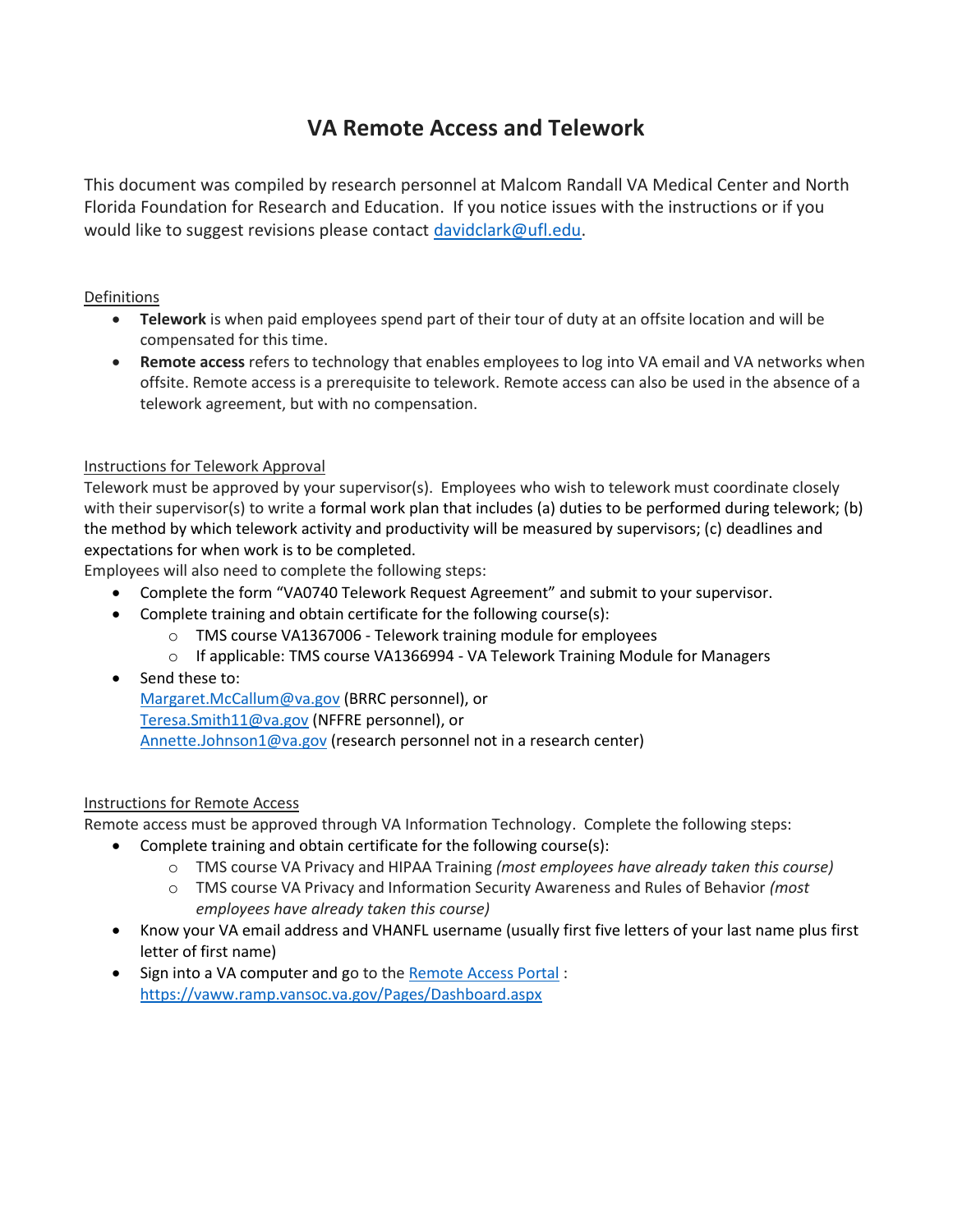# VA Remote Access and Telework

This document was compiled by research personnel at Malcom Randall VA Medical Center and North Florida Foundation for Research and Education. If you notice issues with the instructions or if you would like to suggest revisions please contact [davidclark@ufl.edu](mailto:davidclark@ufl.edu).

## Definitions

- **Telework** is when paid employees spend part of their tour of duty at an offsite location and will be compensated for this time.
- **Remote access** refers to technology that enables employees to log into VA email and VA networks when offsite. Remote access is a prerequisite to telework. Remote access can also be used in the absence of a telework agreement, but with no compensation.

## Instructions for Telework Approval

Telework must be approved by your supervisor(s). Employees who wish to telework must coordinate closely with their supervisor(s) to write a formal work plan that includes (a) duties to be performed during telework; (b) the method by which telework activity and productivity will be measured by supervisors; (c) deadlines and expectations for when work is to be completed.

Employees will also need to complete the following steps:

- Complete the form "VA0740 Telework Request Agreement" and submit to your supervisor.
- Complete training and obtain certificate for the following course(s):
  - TMS course VA1367006 - Telework training module for employees
  - If applicable: TMS course VA1366994 - VA Telework Training Module for Managers
- Send these to:
  [Margaret.McCallum@va.gov](mailto:Margaret.McCallum@va.gov) (BRRC personnel), or
  [Teresa.Smith11@va.gov](mailto:Teresa.Smith11@va.gov) (NFFRE personnel), or
  [Annette.Johnson1@va.gov](mailto:Annette.Johnson1@va.gov) (research personnel not in a research center)

## Instructions for Remote Access

Remote access must be approved through VA Information Technology. Complete the following steps:

- Complete training and obtain certificate for the following course(s):
  - TMS course VA Privacy and HIPAA Training *(most employees have already taken this course)*
  - TMS course VA Privacy and Information Security Awareness and Rules of Behavior *(most employees have already taken this course)*
- Know your VA email address and VHANFL username (usually first five letters of your last name plus first letter of first name)
- Sign into a VA computer and go to the [Remote Access Portal](https://vaww.ramp.vansoc.va.gov/Pages/Dashboard.aspx) : [https://vaww.ramp.vansoc.va.gov/Pages/Dashboard.aspx](https://vaww.ramp.vansoc.va.gov/Pages/Dashboard.aspx)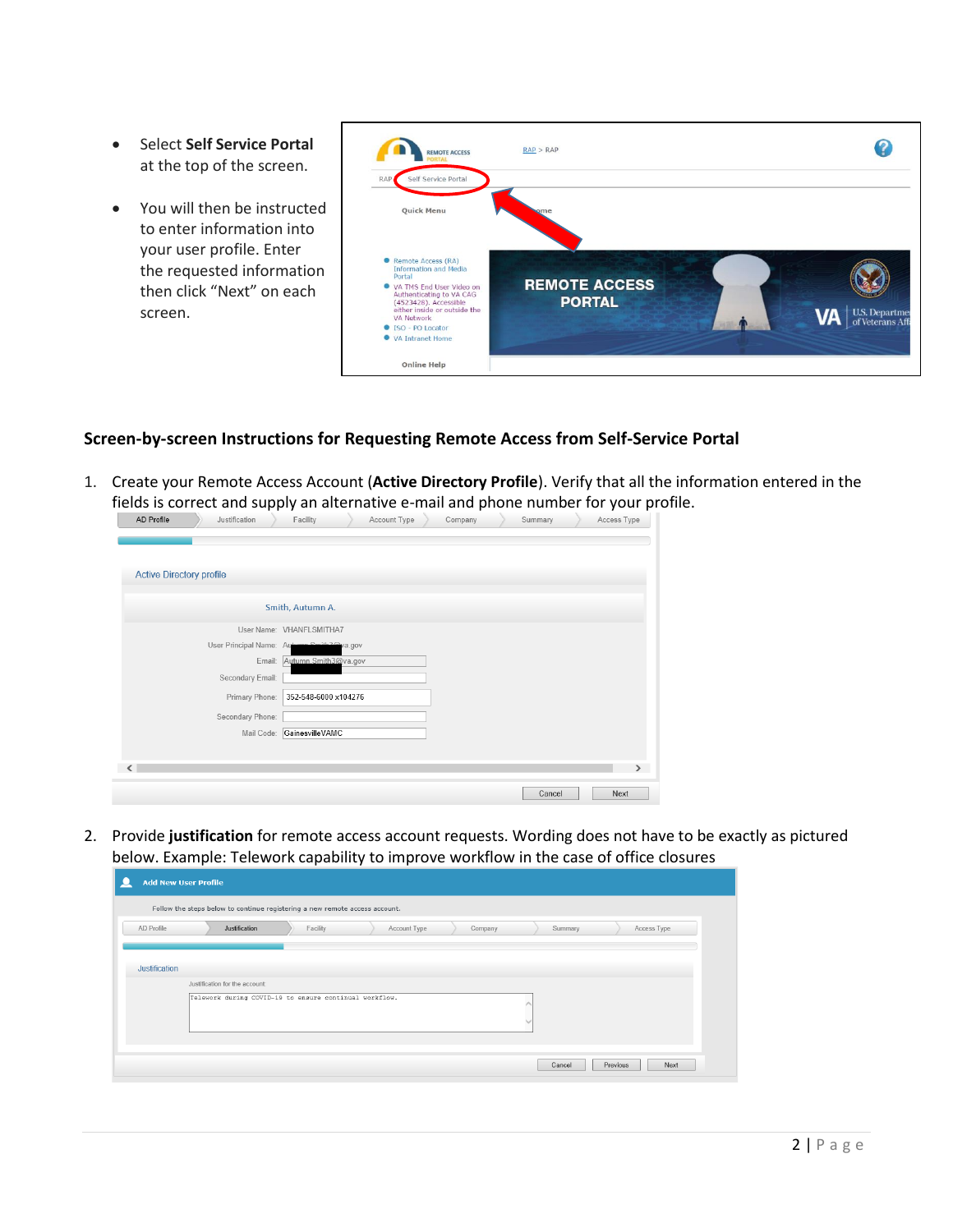- Select **Self Service Portal** at the top of the screen.
- You will then be instructed to enter information into your user profile. Enter the requested information then click "Next" on each screen.

## Screen-by-screen Instructions for Requesting Remote Access from Self-Service Portal

1. Create your Remote Access Account (**Active Directory Profile**). Verify that all the information entered in the fields is correct and supply an alternative e-mail and phone number for your profile.

2. Provide **justification** for remote access account requests. Wording does not have to be exactly as pictured below. Example: Telework capability to improve workflow in the case of office closures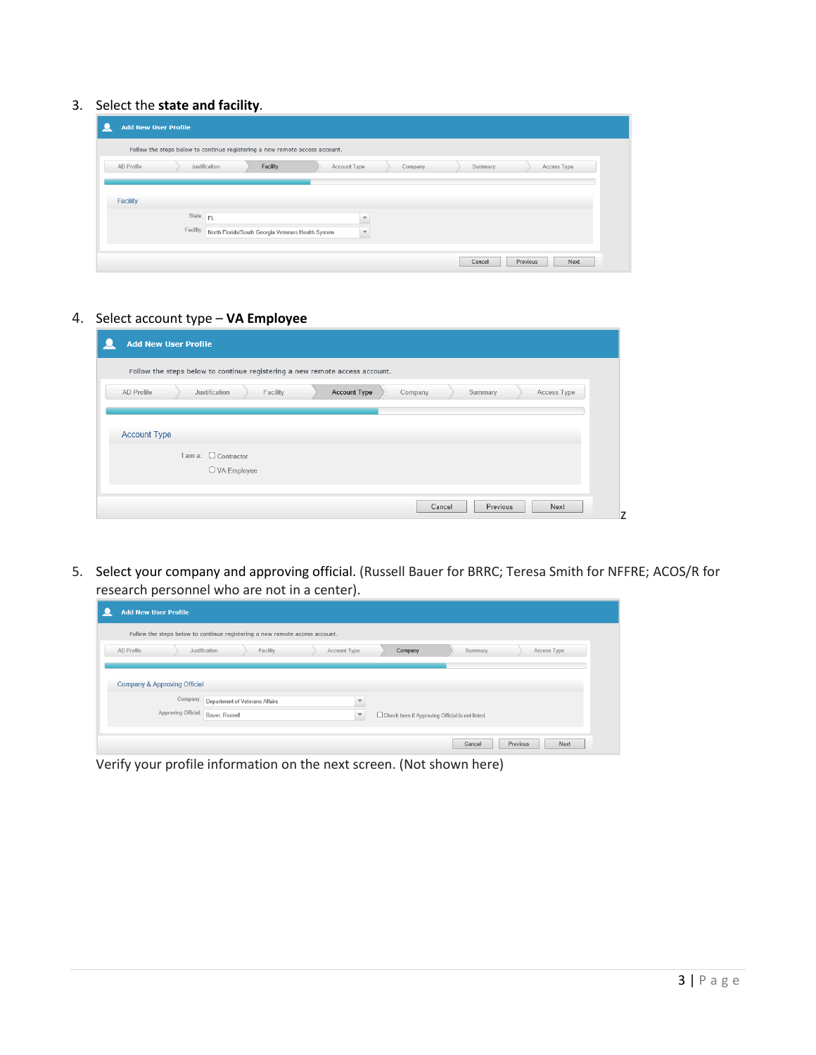3. Select the **state and facility**.

Add New User Profile

Follow the steps below to continue registering a new remote access account.

AD Profile | Justification | Facility | Account Type | Company | Summary | Access Type

Facility

State: FL

Facility: North Florida/South Georgia Veterans Health System

Cancel | Previous | Next

4. Select account type – **VA Employee**

Add New User Profile

Follow the steps below to continue registering a new remote access account.

AD Profile | Justification | Facility | Account Type | Company | Summary | Access Type

Account Type

I am a: ○ Contractor

○ VA Employee

Cancel | Previous | Next

Z

5. Select your company and approving official. (Russell Bauer for BRRC; Teresa Smith for NFFRE; ACOS/R for research personnel who are not in a center).

Add New User Profile

Follow the steps below to continue registering a new remote access account.

AD Profile | Justification | Facility | Account Type | Company | Summary | Access Type

Company & Approving Official

Company: Department of Veterans Affairs

Approving Official: Bauer, Russell ☐ Check here if Approving Official is not listed.

Cancel | Previous | Next

Verify your profile information on the next screen. (Not shown here)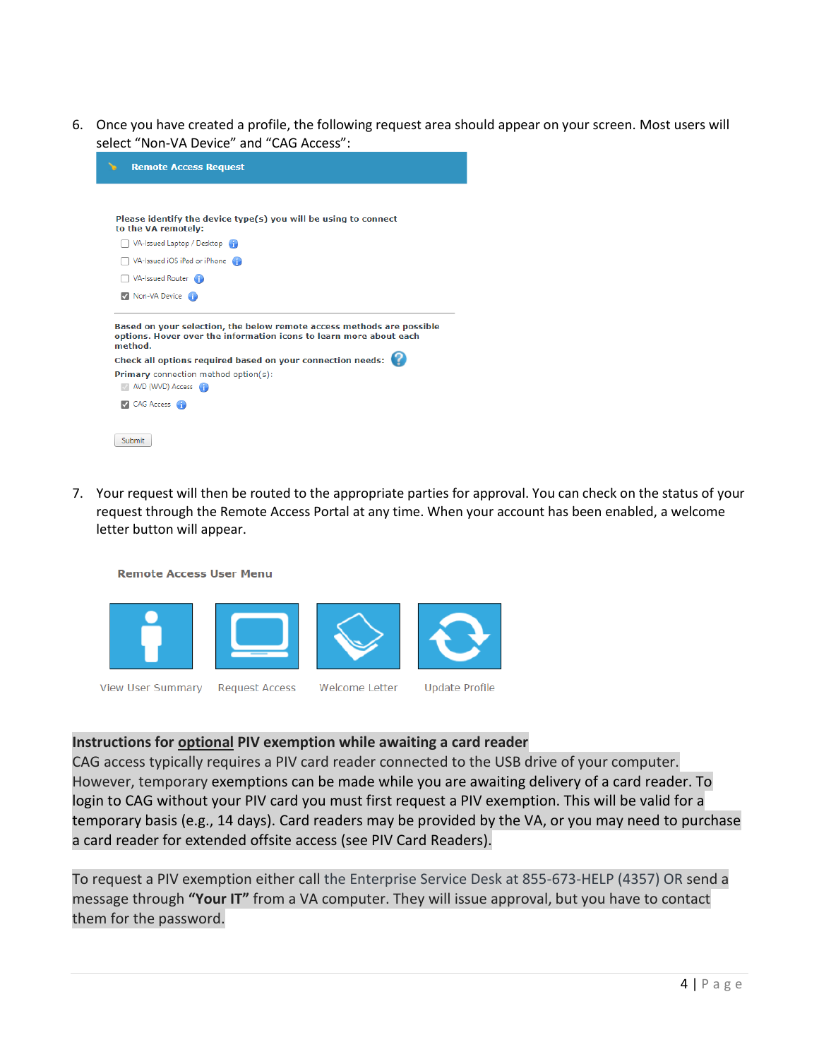6. Once you have created a profile, the following request area should appear on your screen. Most users will select "Non-VA Device" and "CAG Access":

Remote Access Request

Please identify the device type(s) you will be using to connect to the VA remotely:

- [ ] VA-Issued Laptop / Desktop
- [ ] VA-Issued iOS iPad or iPhone
- [ ] VA-Issued Router
- [x] Non-VA Device

Based on your selection, the below remote access methods are possible options. Hover over the information icons to learn more about each method.

Check all options required based on your connection needs:

**Primary** connection method option(s):

- [ ] AVD (WVD) Access
- [x] CAG Access

Submit

7. Your request will then be routed to the appropriate parties for approval. You can check on the status of your request through the Remote Access Portal at any time. When your account has been enabled, a welcome letter button will appear.

Remote Access User Menu

View User Summary | Request Access | Welcome Letter | Update Profile

**Instructions for <u>optional</u> PIV exemption while awaiting a card reader**

CAG access typically requires a PIV card reader connected to the USB drive of your computer. However, temporary exemptions can be made while you are awaiting delivery of a card reader. To login to CAG without your PIV card you must first request a PIV exemption. This will be valid for a temporary basis (e.g., 14 days). Card readers may be provided by the VA, or you may need to purchase a card reader for extended offsite access (see PIV Card Readers).

To request a PIV exemption either call the Enterprise Service Desk at 855-673-HELP (4357) OR send a message through **"Your IT"** from a VA computer. They will issue approval, but you have to contact them for the password.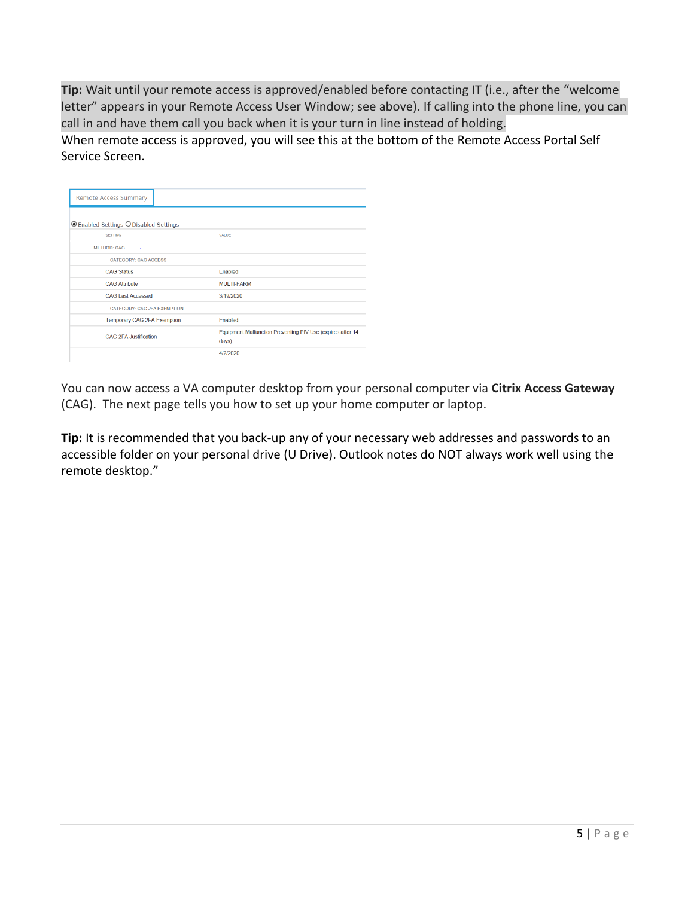**Tip:** Wait until your remote access is approved/enabled before contacting IT (i.e., after the "welcome letter" appears in your Remote Access User Window; see above). If calling into the phone line, you can call in and have them call you back when it is your turn in line instead of holding.

When remote access is approved, you will see this at the bottom of the Remote Access Portal Self Service Screen.

Remote Access Summary

◉ Enabled Settings ○ Disabled Settings

| SETTING | VALUE |
|---|---|
| METHOD: CAG | |
| CATEGORY: CAG ACCESS | |
| CAG Status | Enabled |
| CAG Attribute | MULTI-FARM |
| CAG Last Accessed | 3/19/2020 |
| CATEGORY: CAG 2FA EXEMPTION | |
| Temporary CAG 2FA Exemption | Enabled |
| CAG 2FA Justification | Equipment Malfunction Preventing PIV Use (expires after 14 days) |
| | 4/2/2020 |

You can now access a VA computer desktop from your personal computer via **Citrix Access Gateway** (CAG). The next page tells you how to set up your home computer or laptop.

**Tip:** It is recommended that you back-up any of your necessary web addresses and passwords to an accessible folder on your personal drive (U Drive). Outlook notes do NOT always work well using the remote desktop."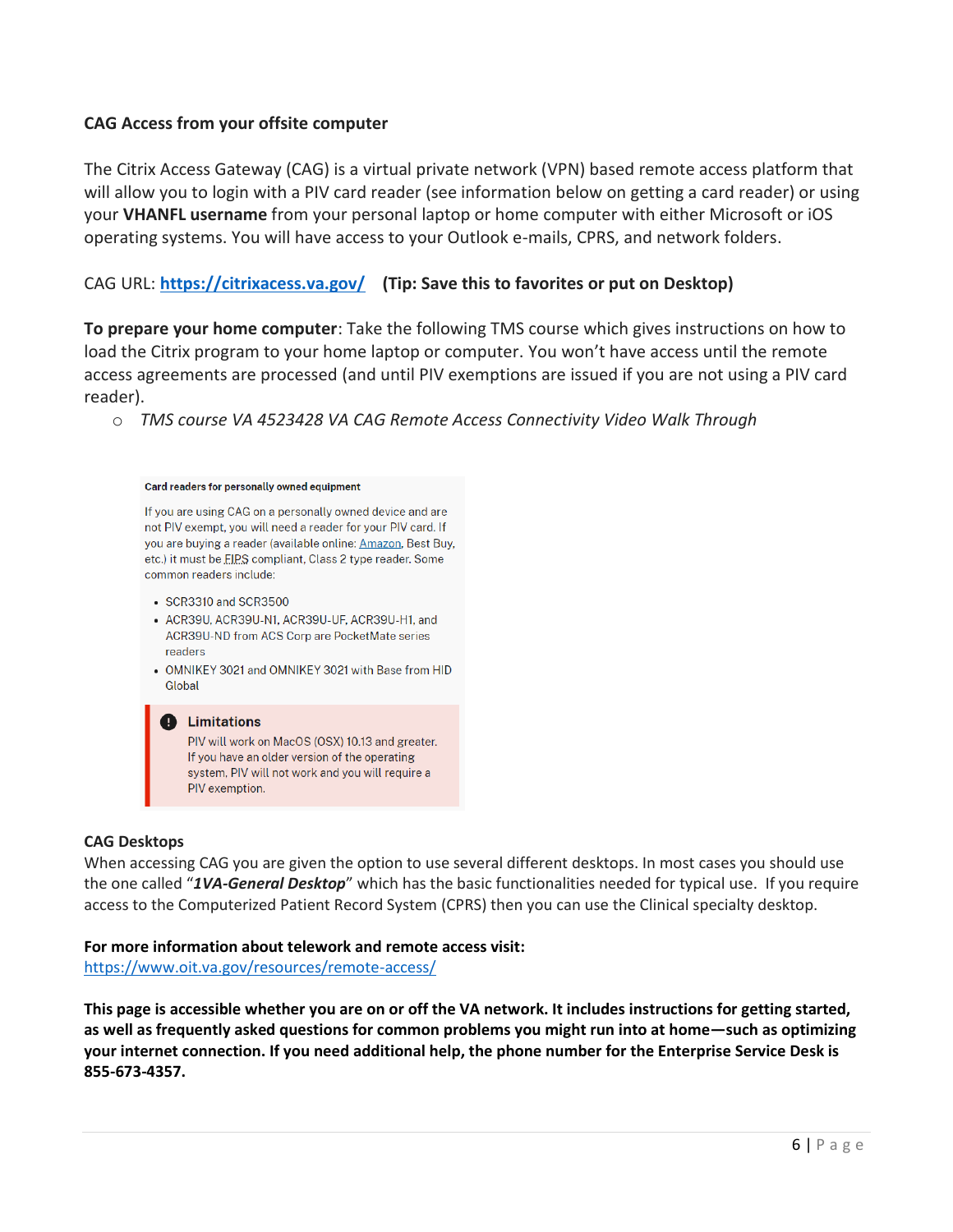**CAG Access from your offsite computer**

The Citrix Access Gateway (CAG) is a virtual private network (VPN) based remote access platform that will allow you to login with a PIV card reader (see information below on getting a card reader) or using your **VHANFL username** from your personal laptop or home computer with either Microsoft or iOS operating systems. You will have access to your Outlook e-mails, CPRS, and network folders.

CAG URL: **[https://citrixacess.va.gov/](https://citrixacess.va.gov/)** **(Tip: Save this to favorites or put on Desktop)**

**To prepare your home computer**: Take the following TMS course which gives instructions on how to load the Citrix program to your home laptop or computer. You won't have access until the remote access agreements are processed (and until PIV exemptions are issued if you are not using a PIV card reader).

- *TMS course VA 4523428 VA CAG Remote Access Connectivity Video Walk Through*

**Card readers for personally owned equipment**

If you are using CAG on a personally owned device and are not PIV exempt, you will need a reader for your PIV card. If you are buying a reader (available online: Amazon, Best Buy, etc.) it must be FIPS compliant, Class 2 type reader. Some common readers include:

- SCR3310 and SCR3500
- ACR39U, ACR39U-N1, ACR39U-UF, ACR39U-H1, and ACR39U-ND from ACS Corp are PocketMate series readers
- OMNIKEY 3021 and OMNIKEY 3021 with Base from HID Global

**Limitations**

PIV will work on MacOS (OSX) 10.13 and greater. If you have an older version of the operating system, PIV will not work and you will require a PIV exemption.

**CAG Desktops**

When accessing CAG you are given the option to use several different desktops. In most cases you should use the one called "***1VA-General Desktop***" which has the basic functionalities needed for typical use. If you require access to the Computerized Patient Record System (CPRS) then you can use the Clinical specialty desktop.

**For more information about telework and remote access visit:**
[https://www.oit.va.gov/resources/remote-access/](https://www.oit.va.gov/resources/remote-access/)

**This page is accessible whether you are on or off the VA network. It includes instructions for getting started, as well as frequently asked questions for common problems you might run into at home—such as optimizing your internet connection. If you need additional help, the phone number for the Enterprise Service Desk is 855-673-4357.**